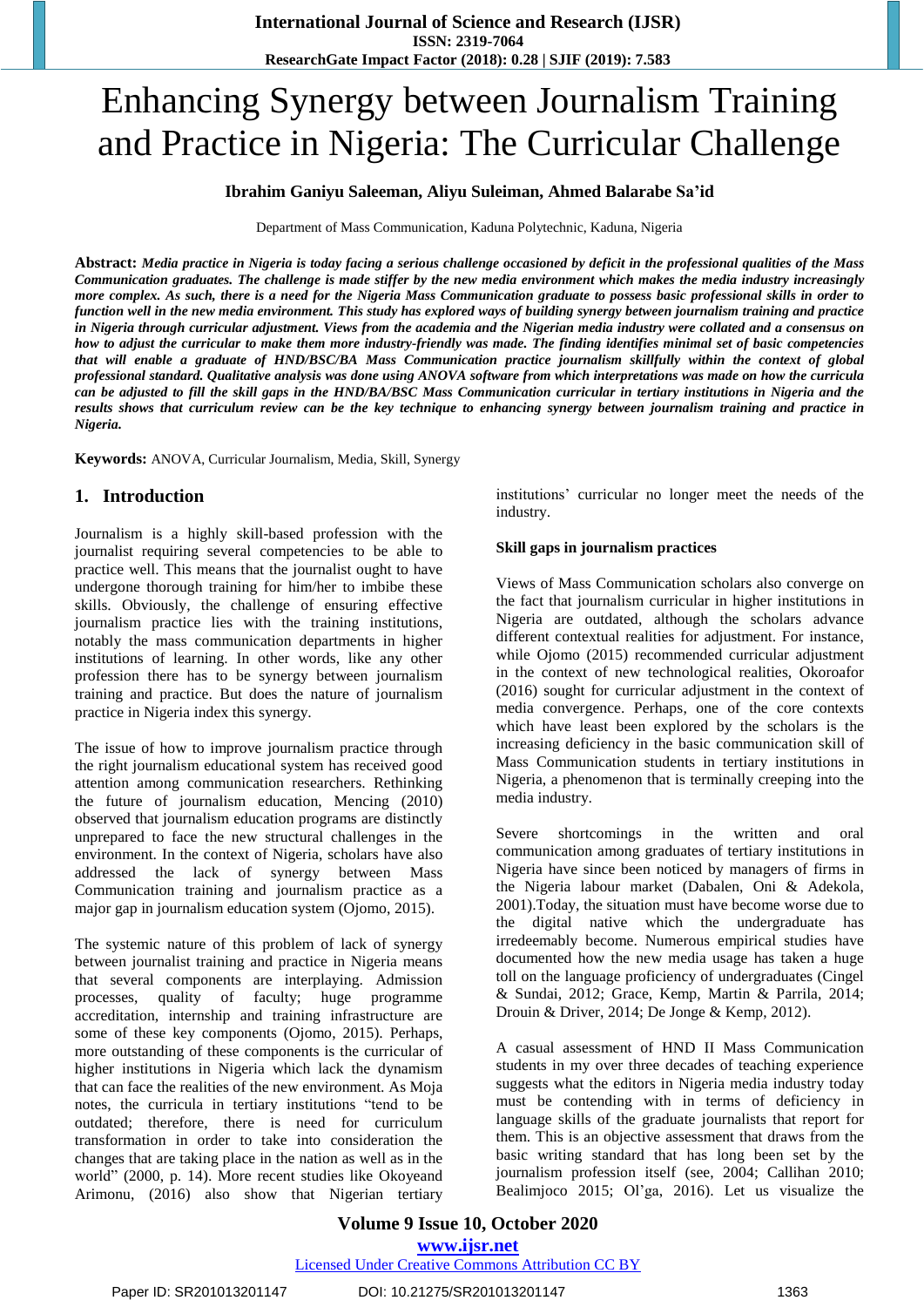# Enhancing Synergy between Journalism Training and Practice in Nigeria: The Curricular Challenge

**Ibrahim Ganiyu Saleeman, Aliyu Suleiman, Ahmed Balarabe Sa'id**

Department of Mass Communication, Kaduna Polytechnic, Kaduna, Nigeria

**Abstract:** ***Media practice in Nigeria is today facing a serious challenge occasioned by deficit in the professional qualities of the Mass Communication graduates. The challenge is made stiffer by the new media environment which makes the media industry increasingly more complex. As such, there is a need for the Nigeria Mass Communication graduate to possess basic professional skills in order to function well in the new media environment. This study has explored ways of building synergy between journalism training and practice in Nigeria through curricular adjustment. Views from the academia and the Nigerian media industry were collated and a consensus on how to adjust the curricular to make them more industry-friendly was made. The finding identifies minimal set of basic competencies that will enable a graduate of HND/BSC/BA Mass Communication practice journalism skillfully within the context of global professional standard. Qualitative analysis was done using ANOVA software from which interpretations was made on how the curricula can be adjusted to fill the skill gaps in the HND/BA/BSC Mass Communication curricular in tertiary institutions in Nigeria and the results shows that curriculum review can be the key technique to enhancing synergy between journalism training and practice in Nigeria.***

**Keywords:** ANOVA, Curricular Journalism, Media, Skill, Synergy

## 1. Introduction

Journalism is a highly skill-based profession with the journalist requiring several competencies to be able to practice well. This means that the journalist ought to have undergone thorough training for him/her to imbibe these skills. Obviously, the challenge of ensuring effective journalism practice lies with the training institutions, notably the mass communication departments in higher institutions of learning. In other words, like any other profession there has to be synergy between journalism training and practice. But does the nature of journalism practice in Nigeria index this synergy.

The issue of how to improve journalism practice through the right journalism educational system has received good attention among communication researchers. Rethinking the future of journalism education, Mencing (2010) observed that journalism education programs are distinctly unprepared to face the new structural challenges in the environment. In the context of Nigeria, scholars have also addressed the lack of synergy between Mass Communication training and journalism practice as a major gap in journalism education system (Ojomo, 2015).

The systemic nature of this problem of lack of synergy between journalist training and practice in Nigeria means that several components are interplaying. Admission processes, quality of faculty; huge programme accreditation, internship and training infrastructure are some of these key components (Ojomo, 2015). Perhaps, more outstanding of these components is the curricular of higher institutions in Nigeria which lack the dynamism that can face the realities of the new environment. As Moja notes, the curricula in tertiary institutions "tend to be outdated; therefore, there is need for curriculum transformation in order to take into consideration the changes that are taking place in the nation as well as in the world" (2000, p. 14). More recent studies like Okoyeand Arimonu, (2016) also show that Nigerian tertiary institutions' curricular no longer meet the needs of the industry.

**Skill gaps in journalism practices**

Views of Mass Communication scholars also converge on the fact that journalism curricular in higher institutions in Nigeria are outdated, although the scholars advance different contextual realities for adjustment. For instance, while Ojomo (2015) recommended curricular adjustment in the context of new technological realities, Okoroafor (2016) sought for curricular adjustment in the context of media convergence. Perhaps, one of the core contexts which have least been explored by the scholars is the increasing deficiency in the basic communication skill of Mass Communication students in tertiary institutions in Nigeria, a phenomenon that is terminally creeping into the media industry.

Severe shortcomings in the written and oral communication among graduates of tertiary institutions in Nigeria have since been noticed by managers of firms in the Nigeria labour market (Dabalen, Oni & Adekola, 2001).Today, the situation must have become worse due to the digital native which the undergraduate has irredeemably become. Numerous empirical studies have documented how the new media usage has taken a huge toll on the language proficiency of undergraduates (Cingel & Sundai, 2012; Grace, Kemp, Martin & Parrila, 2014; Drouin & Driver, 2014; De Jonge & Kemp, 2012).

A casual assessment of HND II Mass Communication students in my over three decades of teaching experience suggests what the editors in Nigeria media industry today must be contending with in terms of deficiency in language skills of the graduate journalists that report for them. This is an objective assessment that draws from the basic writing standard that has long been set by the journalism profession itself (see, 2004; Callihan 2010; Bealimjoco 2015; Ol'ga, 2016). Let us visualize the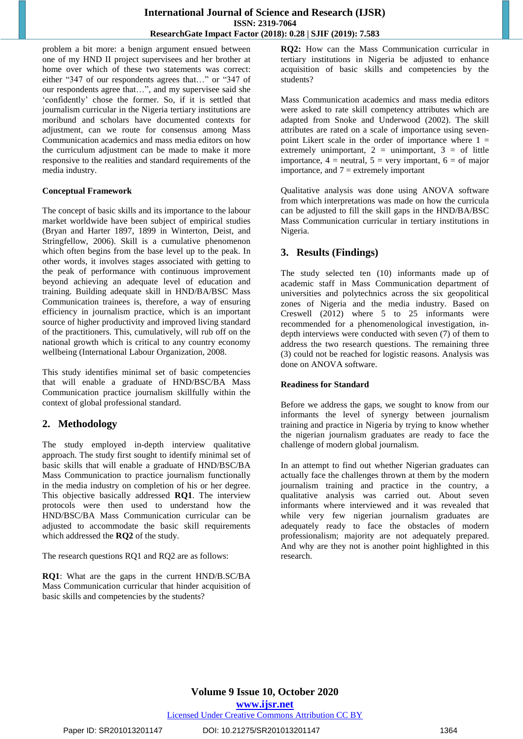problem a bit more: a benign argument ensued between one of my HND II project supervisees and her brother at home over which of these two statements was correct: either "347 of our respondents agrees that…" or "347 of our respondents agree that…", and my supervisee said she 'confidently' chose the former. So, if it is settled that journalism curricular in the Nigeria tertiary institutions are moribund and scholars have documented contexts for adjustment, can we route for consensus among Mass Communication academics and mass media editors on how the curriculum adjustment can be made to make it more responsive to the realities and standard requirements of the media industry.

### Conceptual Framework

The concept of basic skills and its importance to the labour market worldwide have been subject of empirical studies (Bryan and Harter 1897, 1899 in Winterton, Deist, and Stringfellow, 2006). Skill is a cumulative phenomenon which often begins from the base level up to the peak. In other words, it involves stages associated with getting to the peak of performance with continuous improvement beyond achieving an adequate level of education and training. Building adequate skill in HND/BA/BSC Mass Communication trainees is, therefore, a way of ensuring efficiency in journalism practice, which is an important source of higher productivity and improved living standard of the practitioners. This, cumulatively, will rub off on the national growth which is critical to any country economy wellbeing (International Labour Organization, 2008.

This study identifies minimal set of basic competencies that will enable a graduate of HND/BSC/BA Mass Communication practice journalism skillfully within the context of global professional standard.

## 2. Methodology

The study employed in-depth interview qualitative approach. The study first sought to identify minimal set of basic skills that will enable a graduate of HND/BSC/BA Mass Communication to practice journalism functionally in the media industry on completion of his or her degree. This objective basically addressed **RQ1**. The interview protocols were then used to understand how the HND/BSC/BA Mass Communication curricular can be adjusted to accommodate the basic skill requirements which addressed the **RQ2** of the study.

The research questions RQ1 and RQ2 are as follows:

**RQ1**: What are the gaps in the current HND/B.SC/BA Mass Communication curricular that hinder acquisition of basic skills and competencies by the students?

**RQ2:** How can the Mass Communication curricular in tertiary institutions in Nigeria be adjusted to enhance acquisition of basic skills and competencies by the students?

Mass Communication academics and mass media editors were asked to rate skill competency attributes which are adapted from Snoke and Underwood (2002). The skill attributes are rated on a scale of importance using seven-point Likert scale in the order of importance where 1 = extremely unimportant, 2 = unimportant, 3 = of little importance, 4 = neutral, 5 = very important, 6 = of major importance, and 7 = extremely important

Qualitative analysis was done using ANOVA software from which interpretations was made on how the curricula can be adjusted to fill the skill gaps in the HND/BA/BSC Mass Communication curricular in tertiary institutions in Nigeria.

## 3. Results (Findings)

The study selected ten (10) informants made up of academic staff in Mass Communication department of universities and polytechnics across the six geopolitical zones of Nigeria and the media industry. Based on Creswell (2012) where 5 to 25 informants were recommended for a phenomenological investigation, in-depth interviews were conducted with seven (7) of them to address the two research questions. The remaining three (3) could not be reached for logistic reasons. Analysis was done on ANOVA software.

### Readiness for Standard

Before we address the gaps, we sought to know from our informants the level of synergy between journalism training and practice in Nigeria by trying to know whether the nigerian journalism graduates are ready to face the challenge of modern global journalism.

In an attempt to find out whether Nigerian graduates can actually face the challenges thrown at them by the modern journalism training and practice in the country, a qualitative analysis was carried out. About seven informants where interviewed and it was revealed that while very few nigerian journalism graduates are adequately ready to face the obstacles of modern professionalism; majority are not adequately prepared. And why are they not is another point highlighted in this research.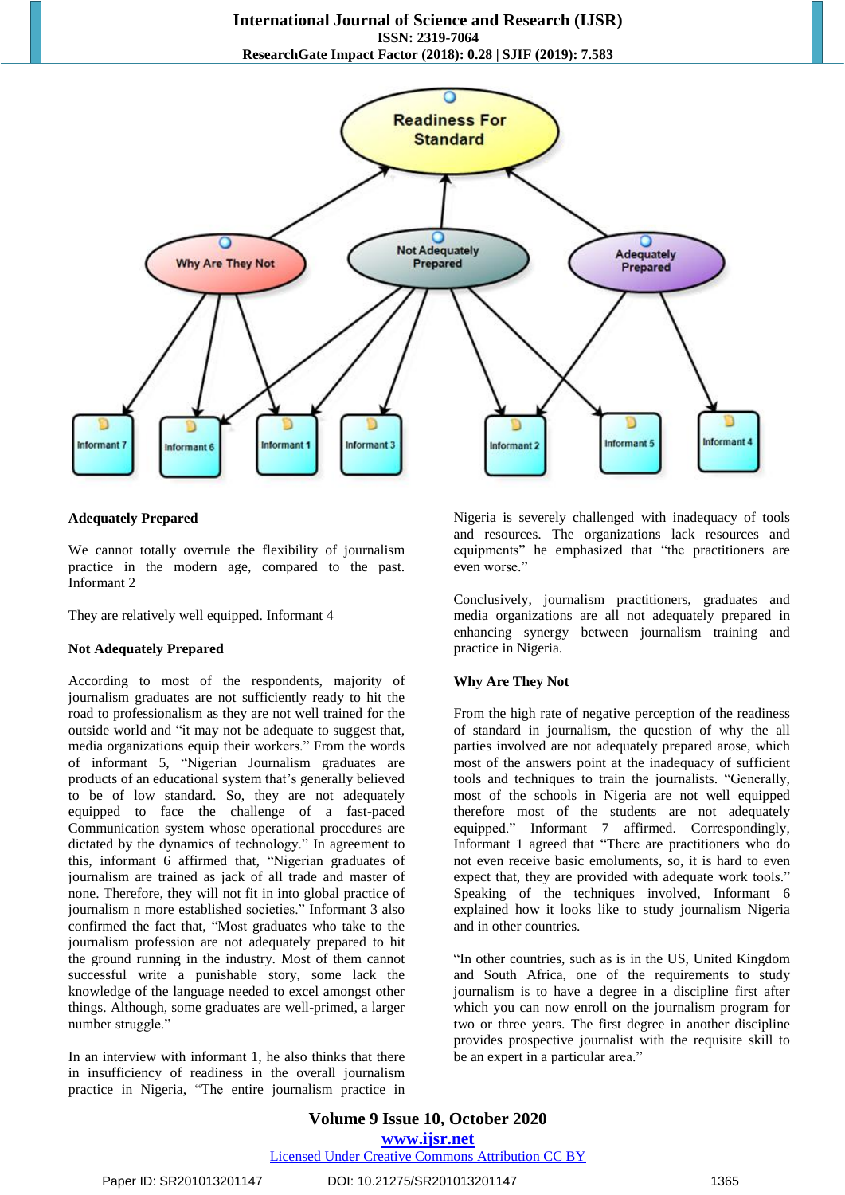## Adequately Prepared

We cannot totally overrule the flexibility of journalism practice in the modern age, compared to the past. Informant 2

They are relatively well equipped. Informant 4

## Not Adequately Prepared

According to most of the respondents, majority of journalism graduates are not sufficiently ready to hit the road to professionalism as they are not well trained for the outside world and "it may not be adequate to suggest that, media organizations equip their workers." From the words of informant 5, "Nigerian Journalism graduates are products of an educational system that's generally believed to be of low standard. So, they are not adequately equipped to face the challenge of a fast-paced Communication system whose operational procedures are dictated by the dynamics of technology." In agreement to this, informant 6 affirmed that, "Nigerian graduates of journalism are trained as jack of all trade and master of none. Therefore, they will not fit in into global practice of journalism n more established societies." Informant 3 also confirmed the fact that, "Most graduates who take to the journalism profession are not adequately prepared to hit the ground running in the industry. Most of them cannot successful write a punishable story, some lack the knowledge of the language needed to excel amongst other things. Although, some graduates are well-primed, a larger number struggle."

In an interview with informant 1, he also thinks that there in insufficiency of readiness in the overall journalism practice in Nigeria, "The entire journalism practice in Nigeria is severely challenged with inadequacy of tools and resources. The organizations lack resources and equipments" he emphasized that "the practitioners are even worse."

Conclusively, journalism practitioners, graduates and media organizations are all not adequately prepared in enhancing synergy between journalism training and practice in Nigeria.

## Why Are They Not

From the high rate of negative perception of the readiness of standard in journalism, the question of why the all parties involved are not adequately prepared arose, which most of the answers point at the inadequacy of sufficient tools and techniques to train the journalists. "Generally, most of the schools in Nigeria are not well equipped therefore most of the students are not adequately equipped." Informant 7 affirmed. Correspondingly, Informant 1 agreed that "There are practitioners who do not even receive basic emoluments, so, it is hard to even expect that, they are provided with adequate work tools." Speaking of the techniques involved, Informant 6 explained how it looks like to study journalism Nigeria and in other countries.

"In other countries, such as is in the US, United Kingdom and South Africa, one of the requirements to study journalism is to have a degree in a discipline first after which you can now enroll on the journalism program for two or three years. The first degree in another discipline provides prospective journalist with the requisite skill to be an expert in a particular area."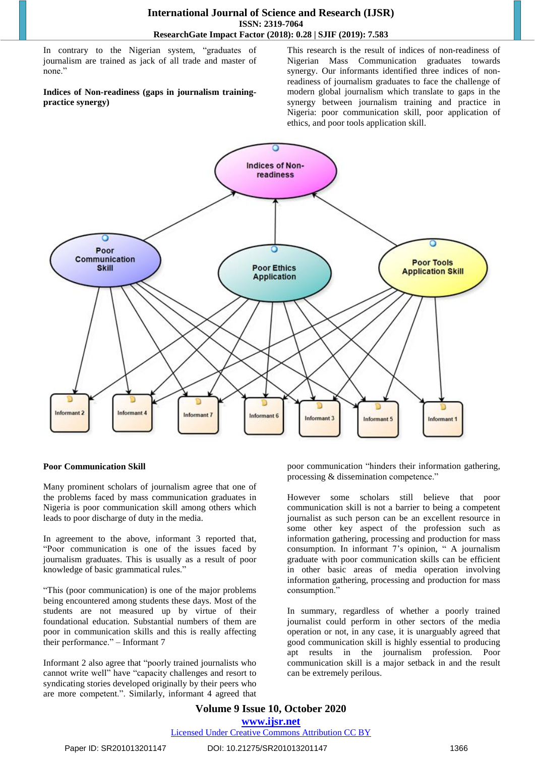In contrary to the Nigerian system, "graduates of journalism are trained as jack of all trade and master of none."

**Indices of Non-readiness (gaps in journalism training-practice synergy)**

This research is the result of indices of non-readiness of Nigerian Mass Communication graduates towards synergy. Our informants identified three indices of non-readiness of journalism graduates to face the challenge of modern global journalism which translate to gaps in the synergy between journalism training and practice in Nigeria: poor communication skill, poor application of ethics, and poor tools application skill.

**Poor Communication Skill**

Many prominent scholars of journalism agree that one of the problems faced by mass communication graduates in Nigeria is poor communication skill among others which leads to poor discharge of duty in the media.

In agreement to the above, informant 3 reported that, "Poor communication is one of the issues faced by journalism graduates. This is usually as a result of poor knowledge of basic grammatical rules."

"This (poor communication) is one of the major problems being encountered among students these days. Most of the students are not measured up by virtue of their foundational education. Substantial numbers of them are poor in communication skills and this is really affecting their performance." – Informant 7

Informant 2 also agree that "poorly trained journalists who cannot write well" have "capacity challenges and resort to syndicating stories developed originally by their peers who are more competent.". Similarly, informant 4 agreed that poor communication "hinders their information gathering, processing & dissemination competence."

However some scholars still believe that poor communication skill is not a barrier to being a competent journalist as such person can be an excellent resource in some other key aspect of the profession such as information gathering, processing and production for mass consumption. In informant 7's opinion, " A journalism graduate with poor communication skills can be efficient in other basic areas of media operation involving information gathering, processing and production for mass consumption."

In summary, regardless of whether a poorly trained journalist could perform in other sectors of the media operation or not, in any case, it is unarguably agreed that good communication skill is highly essential to producing apt results in the journalism profession. Poor communication skill is a major setback in and the result can be extremely perilous.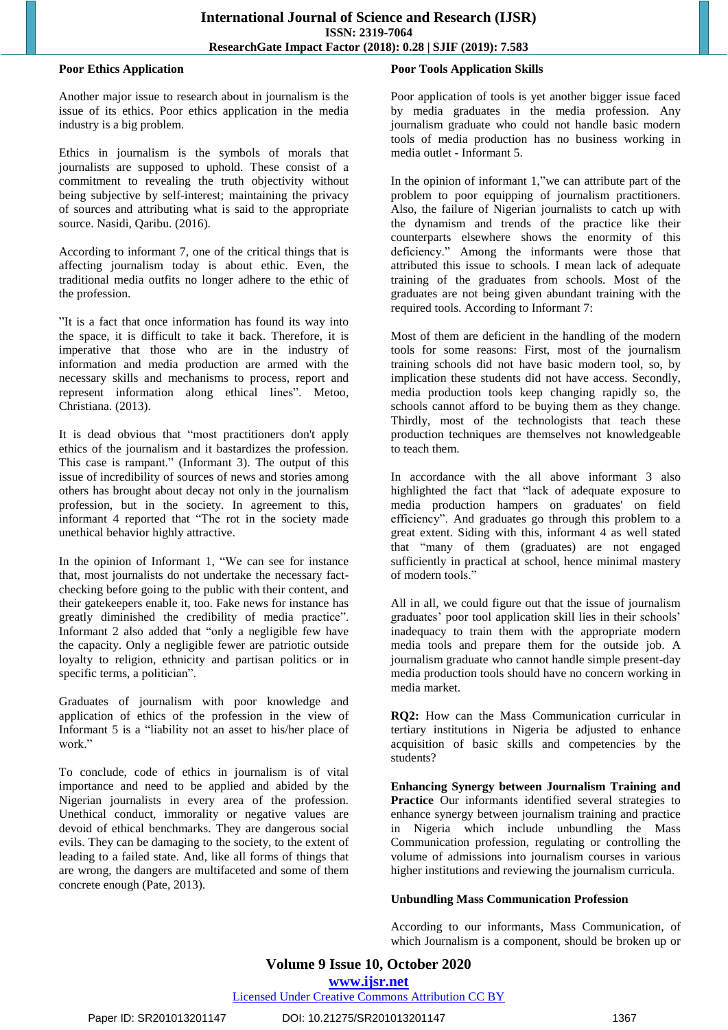### Poor Ethics Application

Another major issue to research about in journalism is the issue of its ethics. Poor ethics application in the media industry is a big problem.

Ethics in journalism is the symbols of morals that journalists are supposed to uphold. These consist of a commitment to revealing the truth objectivity without being subjective by self-interest; maintaining the privacy of sources and attributing what is said to the appropriate source. Nasidi, Qaribu. (2016).

According to informant 7, one of the critical things that is affecting journalism today is about ethic. Even, the traditional media outfits no longer adhere to the ethic of the profession.

"It is a fact that once information has found its way into the space, it is difficult to take it back. Therefore, it is imperative that those who are in the industry of information and media production are armed with the necessary skills and mechanisms to process, report and represent information along ethical lines". Metoo, Christiana. (2013).

It is dead obvious that "most practitioners don't apply ethics of the journalism and it bastardizes the profession. This case is rampant." (Informant 3). The output of this issue of incredibility of sources of news and stories among others has brought about decay not only in the journalism profession, but in the society. In agreement to this, informant 4 reported that "The rot in the society made unethical behavior highly attractive.

In the opinion of Informant 1, "We can see for instance that, most journalists do not undertake the necessary fact-checking before going to the public with their content, and their gatekeepers enable it, too. Fake news for instance has greatly diminished the credibility of media practice". Informant 2 also added that "only a negligible few have the capacity. Only a negligible fewer are patriotic outside loyalty to religion, ethnicity and partisan politics or in specific terms, a politician".

Graduates of journalism with poor knowledge and application of ethics of the profession in the view of Informant 5 is a "liability not an asset to his/her place of work."

To conclude, code of ethics in journalism is of vital importance and need to be applied and abided by the Nigerian journalists in every area of the profession. Unethical conduct, immorality or negative values are devoid of ethical benchmarks. They are dangerous social evils. They can be damaging to the society, to the extent of leading to a failed state. And, like all forms of things that are wrong, the dangers are multifaceted and some of them concrete enough (Pate, 2013).

### Poor Tools Application Skills

Poor application of tools is yet another bigger issue faced by media graduates in the media profession. Any journalism graduate who could not handle basic modern tools of media production has no business working in media outlet - Informant 5.

In the opinion of informant 1,"we can attribute part of the problem to poor equipping of journalism practitioners. Also, the failure of Nigerian journalists to catch up with the dynamism and trends of the practice like their counterparts elsewhere shows the enormity of this deficiency." Among the informants were those that attributed this issue to schools. I mean lack of adequate training of the graduates from schools. Most of the graduates are not being given abundant training with the required tools. According to Informant 7:

Most of them are deficient in the handling of the modern tools for some reasons: First, most of the journalism training schools did not have basic modern tool, so, by implication these students did not have access. Secondly, media production tools keep changing rapidly so, the schools cannot afford to be buying them as they change. Thirdly, most of the technologists that teach these production techniques are themselves not knowledgeable to teach them.

In accordance with the all above informant 3 also highlighted the fact that "lack of adequate exposure to media production hampers on graduates' on field efficiency". And graduates go through this problem to a great extent. Siding with this, informant 4 as well stated that "many of them (graduates) are not engaged sufficiently in practical at school, hence minimal mastery of modern tools."

All in all, we could figure out that the issue of journalism graduates' poor tool application skill lies in their schools' inadequacy to train them with the appropriate modern media tools and prepare them for the outside job. A journalism graduate who cannot handle simple present-day media production tools should have no concern working in media market.

**RQ2:** How can the Mass Communication curricular in tertiary institutions in Nigeria be adjusted to enhance acquisition of basic skills and competencies by the students?

**Enhancing Synergy between Journalism Training and Practice** Our informants identified several strategies to enhance synergy between journalism training and practice in Nigeria which include unbundling the Mass Communication profession, regulating or controlling the volume of admissions into journalism courses in various higher institutions and reviewing the journalism curricula.

### Unbundling Mass Communication Profession

According to our informants, Mass Communication, of which Journalism is a component, should be broken up or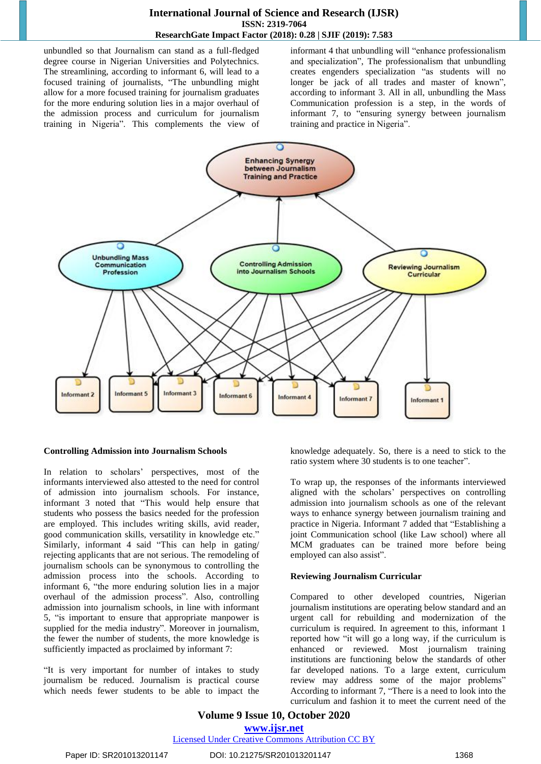unbundled so that Journalism can stand as a full-fledged degree course in Nigerian Universities and Polytechnics. The streamlining, according to informant 6, will lead to a focused training of journalists, "The unbundling might allow for a more focused training for journalism graduates for the more enduring solution lies in a major overhaul of the admission process and curriculum for journalism training in Nigeria". This complements the view of informant 4 that unbundling will "enhance professionalism and specialization", The professionalism that unbundling creates engenders specialization "as students will no longer be jack of all trades and master of known", according to informant 3. All in all, unbundling the Mass Communication profession is a step, in the words of informant 7, to "ensuring synergy between journalism training and practice in Nigeria".

**Controlling Admission into Journalism Schools**

In relation to scholars' perspectives, most of the informants interviewed also attested to the need for control of admission into journalism schools. For instance, informant 3 noted that "This would help ensure that students who possess the basics needed for the profession are employed. This includes writing skills, avid reader, good communication skills, versatility in knowledge etc." Similarly, informant 4 said "This can help in gating/ rejecting applicants that are not serious. The remodeling of journalism schools can be synonymous to controlling the admission process into the schools. According to informant 6, "the more enduring solution lies in a major overhaul of the admission process". Also, controlling admission into journalism schools, in line with informant 5, "is important to ensure that appropriate manpower is supplied for the media industry". Moreover in journalism, the fewer the number of students, the more knowledge is sufficiently impacted as proclaimed by informant 7:

"It is very important for number of intakes to study journalism be reduced. Journalism is practical course which needs fewer students to be able to impact the knowledge adequately. So, there is a need to stick to the ratio system where 30 students is to one teacher".

To wrap up, the responses of the informants interviewed aligned with the scholars' perspectives on controlling admission into journalism schools as one of the relevant ways to enhance synergy between journalism training and practice in Nigeria. Informant 7 added that "Establishing a joint Communication school (like Law school) where all MCM graduates can be trained more before being employed can also assist".

**Reviewing Journalism Curricular**

Compared to other developed countries, Nigerian journalism institutions are operating below standard and an urgent call for rebuilding and modernization of the curriculum is required. In agreement to this, informant 1 reported how "it will go a long way, if the curriculum is enhanced or reviewed. Most journalism training institutions are functioning below the standards of other far developed nations. To a large extent, curriculum review may address some of the major problems" According to informant 7, "There is a need to look into the curriculum and fashion it to meet the current need of the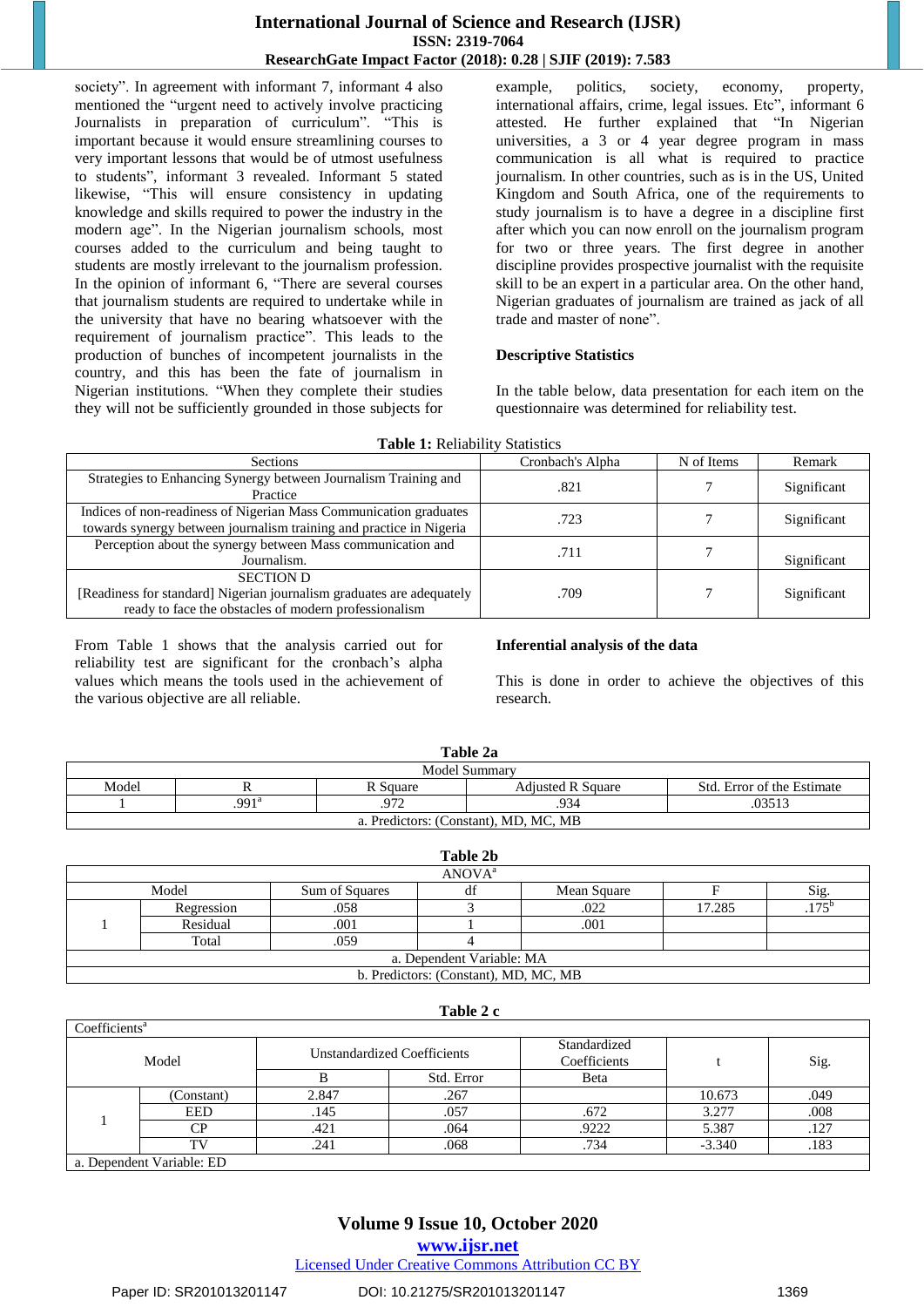society". In agreement with informant 7, informant 4 also mentioned the "urgent need to actively involve practicing Journalists in preparation of curriculum". "This is important because it would ensure streamlining courses to very important lessons that would be of utmost usefulness to students", informant 3 revealed. Informant 5 stated likewise, "This will ensure consistency in updating knowledge and skills required to power the industry in the modern age". In the Nigerian journalism schools, most courses added to the curriculum and being taught to students are mostly irrelevant to the journalism profession. In the opinion of informant 6, "There are several courses that journalism students are required to undertake while in the university that have no bearing whatsoever with the requirement of journalism practice". This leads to the production of bunches of incompetent journalists in the country, and this has been the fate of journalism in Nigerian institutions. "When they complete their studies they will not be sufficiently grounded in those subjects for example, politics, society, economy, property, international affairs, crime, legal issues. Etc", informant 6 attested. He further explained that "In Nigerian universities, a 3 or 4 year degree program in mass communication is all what is required to practice journalism. In other countries, such as is in the US, United Kingdom and South Africa, one of the requirements to study journalism is to have a degree in a discipline first after which you can now enroll on the journalism program for two or three years. The first degree in another discipline provides prospective journalist with the requisite skill to be an expert in a particular area. On the other hand, Nigerian graduates of journalism are trained as jack of all trade and master of none".

**Descriptive Statistics**

In the table below, data presentation for each item on the questionnaire was determined for reliability test.

**Table 1:** Reliability Statistics

| Sections | Cronbach's Alpha | N of Items | Remark |
|---|---|---|---|
| Strategies to Enhancing Synergy between Journalism Training and Practice | .821 | 7 | Significant |
| Indices of non-readiness of Nigerian Mass Communication graduates towards synergy between journalism training and practice in Nigeria | .723 | 7 | Significant |
| Perception about the synergy between Mass communication and Journalism. | .711 | 7 | Significant |
| SECTION D [Readiness for standard] Nigerian journalism graduates are adequately ready to face the obstacles of modern professionalism | .709 | 7 | Significant |

From Table 1 shows that the analysis carried out for reliability test are significant for the cronbach's alpha values which means the tools used in the achievement of the various objective are all reliable.

**Inferential analysis of the data**

This is done in order to achieve the objectives of this research.

**Table 2a**

| Model Summary | | | | |
|---|---|---|---|---|
| Model | R | R Square | Adjusted R Square | Std. Error of the Estimate |
| 1 | .991[a] | .972 | .934 | .03513 |
| a. Predictors: (Constant), MD, MC, MB | | | | |

**Table 2b**

| ANOVA[a] | | | | | | |
|---|---|---|---|---|---|---|
| Model | | Sum of Squares | df | Mean Square | F | Sig. |
| 1 | Regression | .058 | 3 | .022 | 17.285 | .175[b] |
| | Residual | .001 | 1 | .001 | | |
| | Total | .059 | 4 | | | |
| a. Dependent Variable: MA | | | | | | |
| b. Predictors: (Constant), MD, MC, MB | | | | | | |

**Table 2 c**

| Coefficients[a] | | | | | | |
|---|---|---|---|---|---|---|
| Model | | Unstandardized Coefficients | | Standardized Coefficients | t | Sig. |
| | | B | Std. Error | Beta | | |
| 1 | (Constant) | 2.847 | .267 | | 10.673 | .049 |
| | EED | .145 | .057 | .672 | 3.277 | .008 |
| | CP | .421 | .064 | .9222 | 5.387 | .127 |
| | TV | .241 | .068 | .734 | -3.340 | .183 |
| a. Dependent Variable: ED | | | | | | |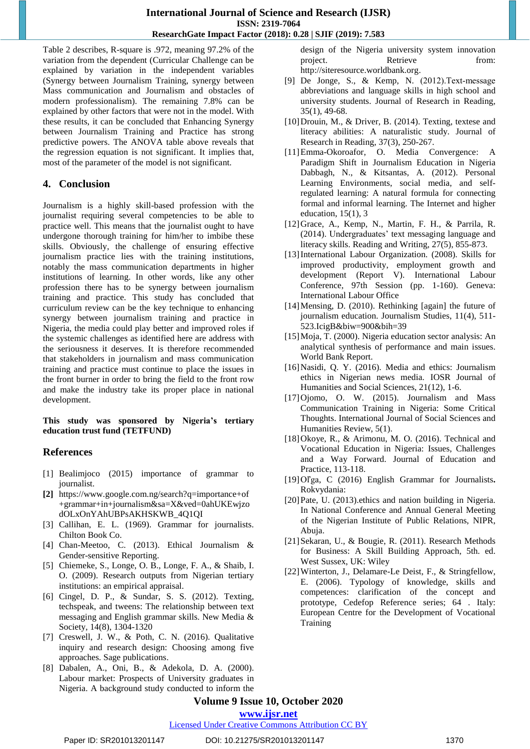Table 2 describes, R-square is .972, meaning 97.2% of the variation from the dependent (Curricular Challenge can be explained by variation in the independent variables (Synergy between Journalism Training, synergy between Mass communication and Journalism and obstacles of modern professionalism). The remaining 7.8% can be explained by other factors that were not in the model. With these results, it can be concluded that Enhancing Synergy between Journalism Training and Practice has strong predictive powers. The ANOVA table above reveals that the regression equation is not significant. It implies that, most of the parameter of the model is not significant.

## 4. Conclusion

Journalism is a highly skill-based profession with the journalist requiring several competencies to be able to practice well. This means that the journalist ought to have undergone thorough training for him/her to imbibe these skills. Obviously, the challenge of ensuring effective journalism practice lies with the training institutions, notably the mass communication departments in higher institutions of learning. In other words, like any other profession there has to be synergy between journalism training and practice. This study has concluded that curriculum review can be the key technique to enhancing synergy between journalism training and practice in Nigeria, the media could play better and improved roles if the systemic challenges as identified here are address with the seriousness it deserves. It is therefore recommended that stakeholders in journalism and mass communication training and practice must continue to place the issues in the front burner in order to bring the field to the front row and make the industry take its proper place in national development.

**This study was sponsored by Nigeria's tertiary education trust fund (TETFUND)**

## References

[1] Bealimjoco (2015) importance of grammar to journalist.

**[2]** https://www.google.com.ng/search?q=importance+of+grammar+in+journalism&sa=X&ved=0ahUKEwjzodOLxOnYAhUBPsAKHSKWB_4Q1QI

[3] Callihan, E. L. (1969). Grammar for journalists. Chilton Book Co.

[4] Chan-Meetoo, C. (2013). Ethical Journalism & Gender-sensitive Reporting.

[5] Chiemeke, S., Longe, O. B., Longe, F. A., & Shaib, I. O. (2009). Research outputs from Nigerian tertiary institutions: an empirical appraisal.

[6] Cingel, D. P., & Sundar, S. S. (2012). Texting, techspeak, and tweens: The relationship between text messaging and English grammar skills. New Media & Society, 14(8), 1304-1320

[7] Creswell, J. W., & Poth, C. N. (2016). Qualitative inquiry and research design: Choosing among five approaches. Sage publications.

[8] Dabalen, A., Oni, B., & Adekola, D. A. (2000). Labour market: Prospects of University graduates in Nigeria. A background study conducted to inform the design of the Nigeria university system innovation project. Retrieve from: http://siteresource.worldbank.org.

[9] De Jonge, S., & Kemp, N. (2012).Text-message abbreviations and language skills in high school and university students. Journal of Research in Reading, 35(1), 49-68.

[10] Drouin, M., & Driver, B. (2014). Texting, textese and literacy abilities: A naturalistic study. Journal of Research in Reading, 37(3), 250-267.

[11] Emma-Okoroafor, O. Media Convergence: A Paradigm Shift in Journalism Education in Nigeria Dabbagh, N., & Kitsantas, A. (2012). Personal Learning Environments, social media, and self-regulated learning: A natural formula for connecting formal and informal learning. The Internet and higher education, 15(1), 3

[12] Grace, A., Kemp, N., Martin, F. H., & Parrila, R. (2014). Undergraduates' text messaging language and literacy skills. Reading and Writing, 27(5), 855-873.

[13] International Labour Organization. (2008). Skills for improved productivity, employment growth and development (Report V). International Labour Conference, 97th Session (pp. 1-160). Geneva: International Labour Office

[14] Mensing, D. (2010). Rethinking [again] the future of journalism education. Journalism Studies, 11(4), 511-523.IcigB&biw=900&bih=39

[15] Moja, T. (2000). Nigeria education sector analysis: An analytical synthesis of performance and main issues. World Bank Report.

[16] Nasidi, Q. Y. (2016). Media and ethics: Journalism ethics in Nigerian news media. IOSR Journal of Humanities and Social Sciences, 21(12), 1-6.

[17] Ojomo, O. W. (2015). Journalism and Mass Communication Training in Nigeria: Some Critical Thoughts. International Journal of Social Sciences and Humanities Review, 5(1).

[18] Okoye, R., & Arimonu, M. O. (2016). Technical and Vocational Education in Nigeria: Issues, Challenges and a Way Forward. Journal of Education and Practice, 113-118.

[19] Ol'ga, C (2016) English Grammar for Journalists**.** Rokvydania:

[20] Pate, U. (2013).ethics and nation building in Nigeria. In National Conference and Annual General Meeting of the Nigerian Institute of Public Relations, NIPR, Abuja.

[21] Sekaran, U., & Bougie, R. (2011). Research Methods for Business: A Skill Building Approach, 5th. ed. West Sussex, UK: Wiley

[22] Winterton, J., Delamare-Le Deist, F., & Stringfellow, E. (2006). Typology of knowledge, skills and competences: clarification of the concept and prototype, Cedefop Reference series; 64 . Italy: European Centre for the Development of Vocational Training